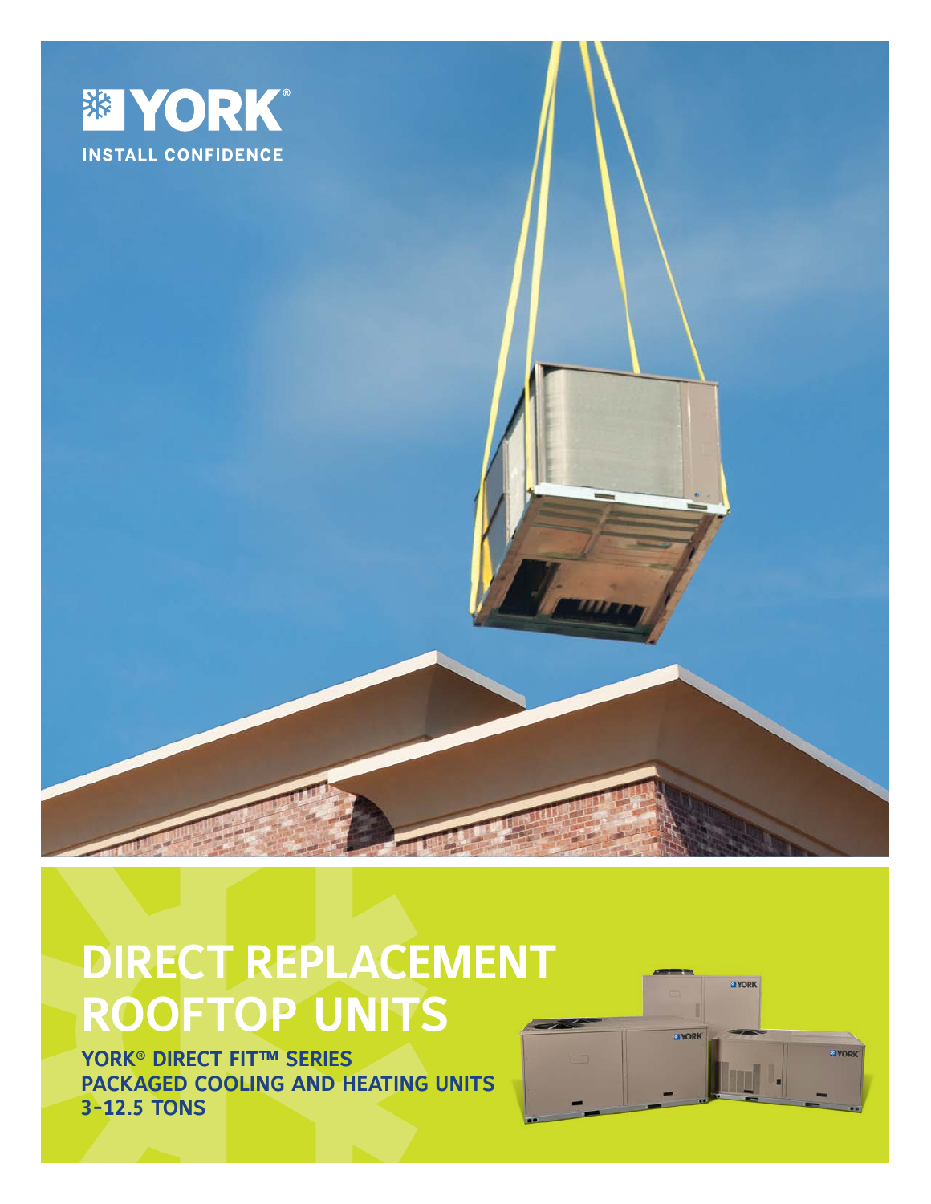YORK®

INSTALL CONFIDENCE

# DIRECT REPLACEMENT ROOFTOP UNITS

## YORK® DIRECT FIT™ SERIES PACKAGED COOLING AND HEATING UNITS 3-12.5 TONS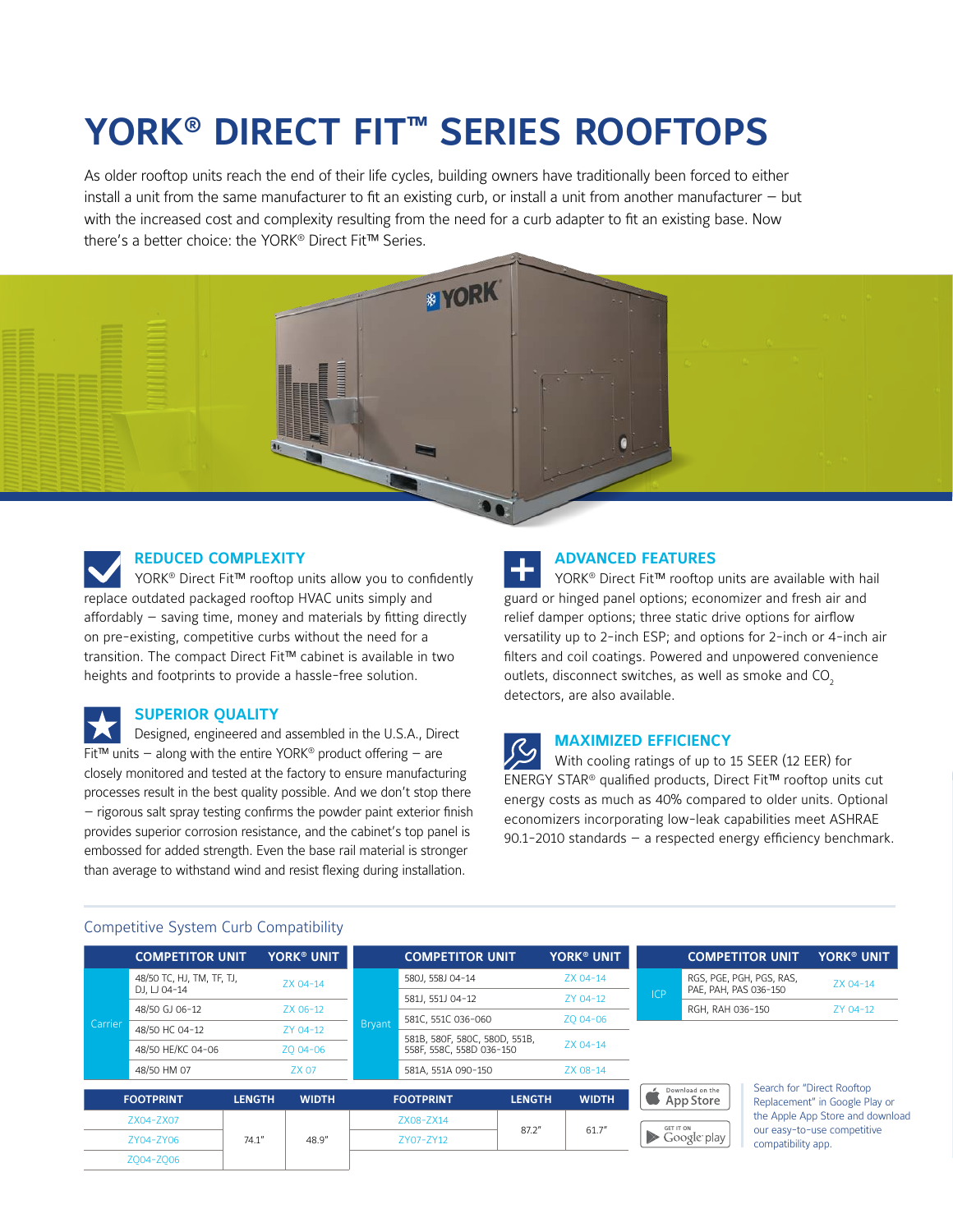# YORK® DIRECT FIT™ SERIES ROOFTOPS

As older rooftop units reach the end of their life cycles, building owners have traditionally been forced to either install a unit from the same manufacturer to fit an existing curb, or install a unit from another manufacturer – but with the increased cost and complexity resulting from the need for a curb adapter to fit an existing base. Now there's a better choice: the YORK® Direct Fit™ Series.

## REDUCED COMPLEXITY

YORK® Direct Fit™ rooftop units allow you to confidently replace outdated packaged rooftop HVAC units simply and affordably – saving time, money and materials by fitting directly on pre-existing, competitive curbs without the need for a transition. The compact Direct Fit™ cabinet is available in two heights and footprints to provide a hassle-free solution.

## SUPERIOR QUALITY

Designed, engineered and assembled in the U.S.A., Direct Fit™ units – along with the entire YORK® product offering – are closely monitored and tested at the factory to ensure manufacturing processes result in the best quality possible. And we don't stop there – rigorous salt spray testing confirms the powder paint exterior finish provides superior corrosion resistance, and the cabinet's top panel is embossed for added strength. Even the base rail material is stronger than average to withstand wind and resist flexing during installation.

## ADVANCED FEATURES

YORK® Direct Fit™ rooftop units are available with hail guard or hinged panel options; economizer and fresh air and relief damper options; three static drive options for airflow versatility up to 2-inch ESP; and options for 2-inch or 4-inch air filters and coil coatings. Powered and unpowered convenience outlets, disconnect switches, as well as smoke and $CO_2$ detectors, are also available.

## MAXIMIZED EFFICIENCY

With cooling ratings of up to 15 SEER (12 EER) for ENERGY STAR® qualified products, Direct Fit™ rooftop units cut energy costs as much as 40% compared to older units. Optional economizers incorporating low-leak capabilities meet ASHRAE 90.1-2010 standards – a respected energy efficiency benchmark.

### Competitive System Curb Compatibility

| | COMPETITOR UNIT | YORK® UNIT |
|---|---|---|
| Carrier | 48/50 TC, HJ, TM, TF, TJ, DJ, LJ 04-14 | ZX 04-14 |
| Carrier | 48/50 GJ 06-12 | ZX 06-12 |
| Carrier | 48/50 HC 04-12 | ZY 04-12 |
| Carrier | 48/50 HE/KC 04-06 | ZQ 04-06 |
| Carrier | 48/50 HM 07 | ZX 07 |
| Bryant | 580J, 558J 04-14 | ZX 04-14 |
| Bryant | 581J, 551J 04-12 | ZY 04-12 |
| Bryant | 581C, 551C 036-060 | ZQ 04-06 |
| Bryant | 581B, 580F, 580C, 580D, 551B, 558F, 558C, 558D 036-150 | ZX 04-14 |
| Bryant | 581A, 551A 090-150 | ZX 08-14 |
| ICP | RGS, PGE, PGH, PGS, RAS, PAE, PAH, PAS 036-150 | ZX 04-14 |
| ICP | RGH, RAH 036-150 | ZY 04-12 |

| FOOTPRINT | LENGTH | WIDTH |
|---|---|---|
| ZX04-ZX07 | 74.1" | 48.9" |
| ZY04-ZY06 | 74.1" | 48.9" |
| ZQ04-ZQ06 | 74.1" | 48.9" |
| ZX08-ZX14 | 87.2" | 61.7" |
| ZY07-ZY12 | 87.2" | 61.7" |

Download on the App Store

GET IT ON Google play

Search for "Direct Rooftop Replacement" in Google Play or the Apple App Store and download our easy-to-use competitive compatibility app.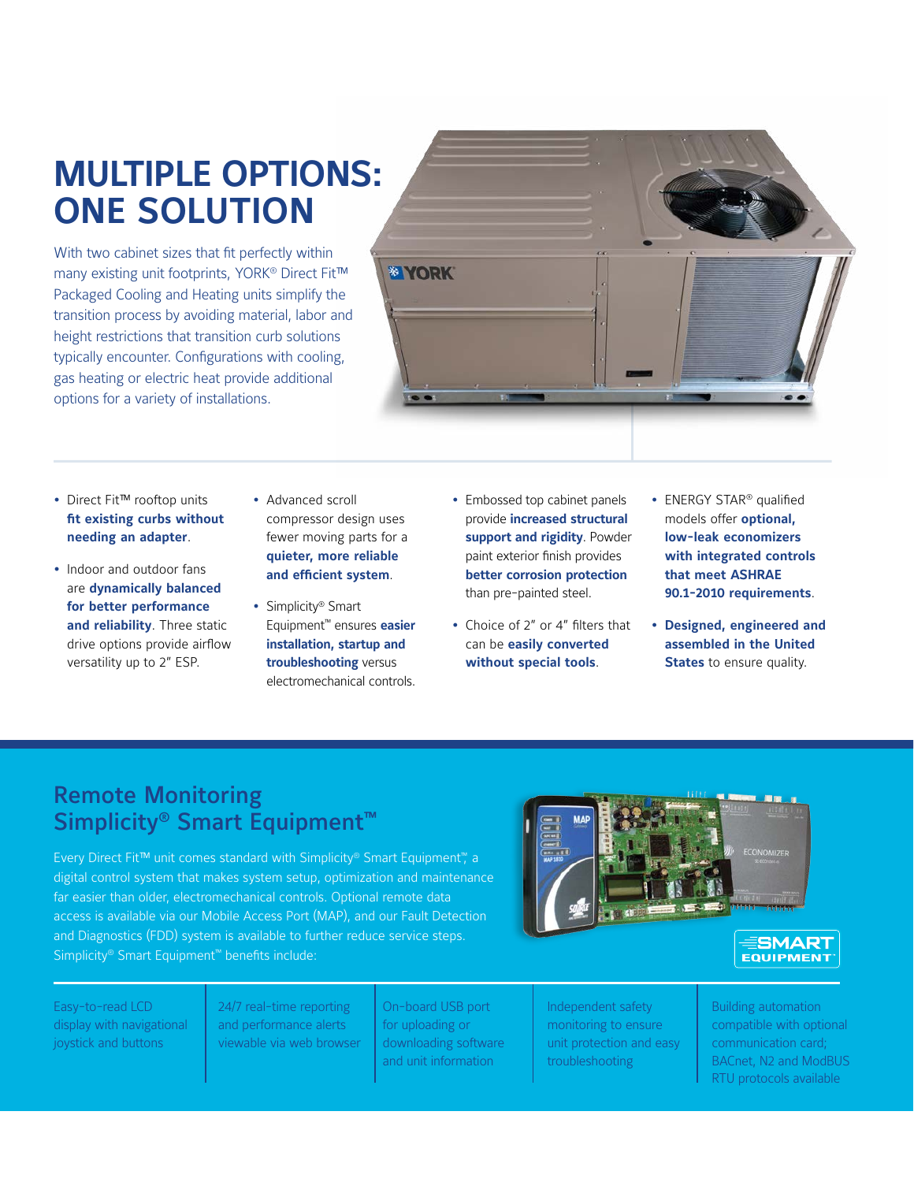# MULTIPLE OPTIONS: ONE SOLUTION

With two cabinet sizes that fit perfectly within many existing unit footprints, YORK® Direct Fit™ Packaged Cooling and Heating units simplify the transition process by avoiding material, labor and height restrictions that transition curb solutions typically encounter. Configurations with cooling, gas heating or electric heat provide additional options for a variety of installations.

- Direct Fit™ rooftop units **fit existing curbs without needing an adapter**.
- Indoor and outdoor fans are **dynamically balanced for better performance and reliability**. Three static drive options provide airflow versatility up to 2" ESP.
- Advanced scroll compressor design uses fewer moving parts for a **quieter, more reliable and efficient system**.
- Simplicity® Smart Equipment™ ensures **easier installation, startup and troubleshooting** versus electromechanical controls.
- Embossed top cabinet panels provide **increased structural support and rigidity**. Powder paint exterior finish provides **better corrosion protection** than pre-painted steel.
- Choice of 2" or 4" filters that can be **easily converted without special tools**.
- ENERGY STAR® qualified models offer **optional, low-leak economizers with integrated controls that meet ASHRAE 90.1-2010 requirements**.
- **Designed, engineered and assembled in the United States** to ensure quality.

## Remote Monitoring Simplicity® Smart Equipment™

Every Direct Fit™ unit comes standard with Simplicity® Smart Equipment™, a digital control system that makes system setup, optimization and maintenance far easier than older, electromechanical controls. Optional remote data access is available via our Mobile Access Port (MAP), and our Fault Detection and Diagnostics (FDD) system is available to further reduce service steps. Simplicity® Smart Equipment™ benefits include:

- Easy-to-read LCD display with navigational joystick and buttons
- 24/7 real-time reporting and performance alerts viewable via web browser
- On-board USB port for uploading or downloading software and unit information
- Independent safety monitoring to ensure unit protection and easy troubleshooting
- Building automation compatible with optional communication card; BACnet, N2 and ModBUS RTU protocols available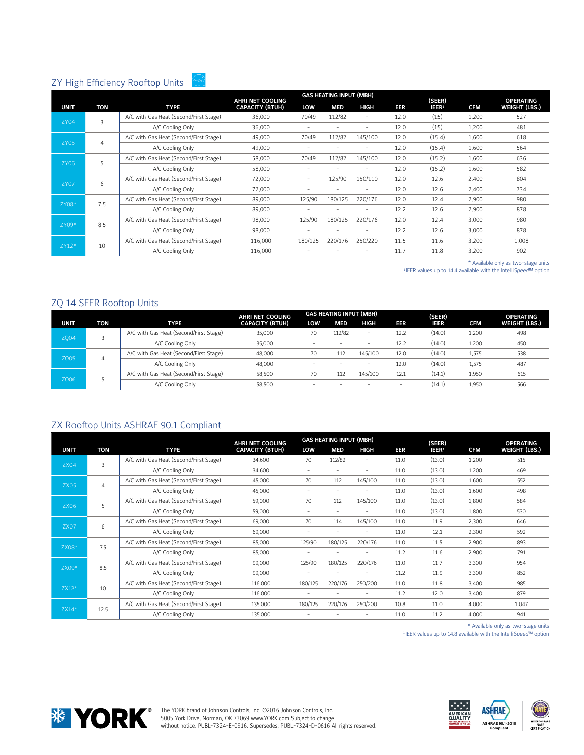## ZY High Efficiency Rooftop Units

| UNIT | TON | TYPE | AHRI NET COOLING CAPACITY (BTUH) | GAS HEATING INPUT (MBH) LOW | MED | HIGH | EER | (SEER) IEER[1] | CFM | OPERATING WEIGHT (LBS.) |
|---|---|---|---|---|---|---|---|---|---|---|
| ZY04 | 3 | A/C with Gas Heat (Second/First Stage) | 36,000 | 70/49 | 112/82 | – | 12.0 | (15) | 1,200 | 527 |
| | | A/C Cooling Only | 36,000 | – | – | – | 12.0 | (15) | 1,200 | 481 |
| ZY05 | 4 | A/C with Gas Heat (Second/First Stage) | 49,000 | 70/49 | 112/82 | 145/100 | 12.0 | (15.4) | 1,600 | 618 |
| | | A/C Cooling Only | 49,000 | – | – | – | 12.0 | (15.4) | 1,600 | 564 |
| ZY06 | 5 | A/C with Gas Heat (Second/First Stage) | 58,000 | 70/49 | 112/82 | 145/100 | 12.0 | (15.2) | 1,600 | 636 |
| | | A/C Cooling Only | 58,000 | – | – | – | 12.0 | (15.2) | 1,600 | 582 |
| ZY07 | 6 | A/C with Gas Heat (Second/First Stage) | 72,000 | – | 125/90 | 150/110 | 12.0 | 12.6 | 2,400 | 804 |
| | | A/C Cooling Only | 72,000 | – | – | – | 12.0 | 12.6 | 2,400 | 734 |
| ZY08* | 7.5 | A/C with Gas Heat (Second/First Stage) | 89,000 | 125/90 | 180/125 | 220/176 | 12.0 | 12.4 | 2,900 | 980 |
| | | A/C Cooling Only | 89,000 | – | – | – | 12.2 | 12.6 | 2,900 | 878 |
| ZY09* | 8.5 | A/C with Gas Heat (Second/First Stage) | 98,000 | 125/90 | 180/125 | 220/176 | 12.0 | 12.4 | 3,000 | 980 |
| | | A/C Cooling Only | 98,000 | – | – | – | 12.2 | 12.6 | 3,000 | 878 |
| ZY12* | 10 | A/C with Gas Heat (Second/First Stage) | 116,000 | 180/125 | 220/176 | 250/220 | 11.5 | 11.6 | 3,200 | 1,008 |
| | | A/C Cooling Only | 116,000 | – | – | – | 11.7 | 11.8 | 3,200 | 902 |

\* Available only as two-stage units

[1] IEER values up to 14.4 available with the IntelliSpeed™ option

## ZQ 14 SEER Rooftop Units

| UNIT | TON | TYPE | AHRI NET COOLING CAPACITY (BTUH) | GAS HEATING INPUT (MBH) LOW | MED | HIGH | EER | (SEER) IEER | CFM | OPERATING WEIGHT (LBS.) |
|---|---|---|---|---|---|---|---|---|---|---|
| ZQ04 | 3 | A/C with Gas Heat (Second/First Stage) | 35,000 | 70 | 112/82 | – | 12.2 | (14.0) | 1,200 | 498 |
| | | A/C Cooling Only | 35,000 | – | – | – | 12.2 | (14.0) | 1,200 | 450 |
| ZQ05 | 4 | A/C with Gas Heat (Second/First Stage) | 48,000 | 70 | 112 | 145/100 | 12.0 | (14.0) | 1,575 | 538 |
| | | A/C Cooling Only | 48,000 | – | – | – | 12.0 | (14.0) | 1,575 | 487 |
| ZQ06 | 5 | A/C with Gas Heat (Second/First Stage) | 58,500 | 70 | 112 | 145/100 | 12.1 | (14.1) | 1,950 | 615 |
| | | A/C Cooling Only | 58,500 | – | – | – | – | (14.1) | 1,950 | 566 |

## ZX Rooftop Units ASHRAE 90.1 Compliant

| UNIT | TON | TYPE | AHRI NET COOLING CAPACITY (BTUH) | GAS HEATING INPUT (MBH) LOW | MED | HIGH | EER | (SEER) IEER[1] | CFM | OPERATING WEIGHT (LBS.) |
|---|---|---|---|---|---|---|---|---|---|---|
| ZX04 | 3 | A/C with Gas Heat (Second/First Stage) | 34,600 | 70 | 112/82 | – | 11.0 | (13.0) | 1,200 | 515 |
| | | A/C Cooling Only | 34,600 | – | – | – | 11.0 | (13.0) | 1,200 | 469 |
| ZX05 | 4 | A/C with Gas Heat (Second/First Stage) | 45,000 | 70 | 112 | 145/100 | 11.0 | (13.0) | 1,600 | 552 |
| | | A/C Cooling Only | 45,000 | – | – | – | 11.0 | (13.0) | 1,600 | 498 |
| ZX06 | 5 | A/C with Gas Heat (Second/First Stage) | 59,000 | 70 | 112 | 145/100 | 11.0 | (13.0) | 1,800 | 584 |
| | | A/C Cooling Only | 59,000 | – | – | – | 11.0 | (13.0) | 1,800 | 530 |
| ZX07 | 6 | A/C with Gas Heat (Second/First Stage) | 69,000 | 70 | 114 | 145/100 | 11.0 | 11.9 | 2,300 | 646 |
| | | A/C Cooling Only | 69,000 | – | – | – | 11.0 | 12.1 | 2,300 | 592 |
| ZX08* | 7.5 | A/C with Gas Heat (Second/First Stage) | 85,000 | 125/90 | 180/125 | 220/176 | 11.0 | 11.5 | 2,900 | 893 |
| | | A/C Cooling Only | 85,000 | – | – | – | 11.2 | 11.6 | 2,900 | 791 |
| ZX09* | 8.5 | A/C with Gas Heat (Second/First Stage) | 99,000 | 125/90 | 180/125 | 220/176 | 11.0 | 11.7 | 3,300 | 954 |
| | | A/C Cooling Only | 99,000 | – | – | – | 11.2 | 11.9 | 3,300 | 852 |
| ZX12* | 10 | A/C with Gas Heat (Second/First Stage) | 116,000 | 180/125 | 220/176 | 250/200 | 11.0 | 11.8 | 3,400 | 985 |
| | | A/C Cooling Only | 116,000 | – | – | – | 11.2 | 12.0 | 3,400 | 879 |
| ZX14* | 12.5 | A/C with Gas Heat (Second/First Stage) | 135,000 | 180/125 | 220/176 | 250/200 | 10.8 | 11.0 | 4,000 | 1,047 |
| | | A/C Cooling Only | 135,000 | – | – | – | 11.0 | 11.2 | 4,000 | 941 |

\* Available only as two-stage units

[1] IEER values up to 14.8 available with the IntelliSpeed™ option

YORK®

The YORK brand of Johnson Controls, Inc. ©2016 Johnson Controls, Inc. 5005 York Drive, Norman, OK 73069 www.YORK.com Subject to change without notice. PUBL-7324-E-0916. Supersedes: PUBL-7324-D-0616 All rights reserved.

AMERICAN QUALITY

ASHRAE 90.1-2010 Compliant

NATE CERTIFICATION